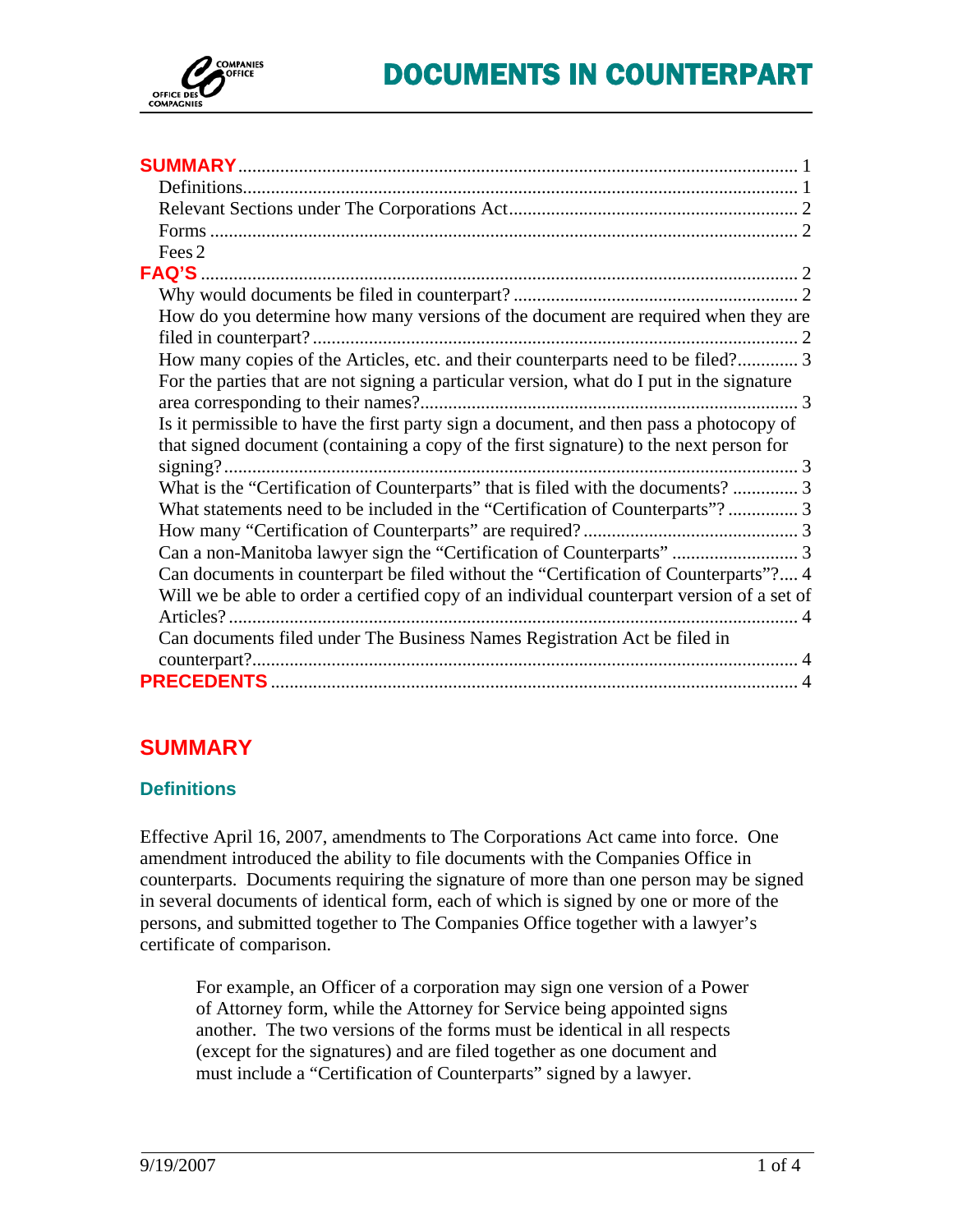# DOCUMENTS IN COUNTERPART

**SUMMARY** ... 1
- Definitions ... 1
- Relevant Sections under The Corporations Act ... 2
- Forms ... 2
- Fees 2

**FAQ'S** ... 2
- Why would documents be filed in counterpart? ... 2
- How do you determine how many versions of the document are required when they are filed in counterpart? ... 2
- How many copies of the Articles, etc. and their counterparts need to be filed? ... 3
- For the parties that are not signing a particular version, what do I put in the signature area corresponding to their names? ... 3
- Is it permissible to have the first party sign a document, and then pass a photocopy of that signed document (containing a copy of the first signature) to the next person for signing? ... 3
- What is the "Certification of Counterparts" that is filed with the documents? ... 3
- What statements need to be included in the "Certification of Counterparts"? ... 3
- How many "Certification of Counterparts" are required? ... 3
- Can a non-Manitoba lawyer sign the "Certification of Counterparts" ... 3
- Can documents in counterpart be filed without the "Certification of Counterparts"? ... 4
- Will we be able to order a certified copy of an individual counterpart version of a set of Articles? ... 4
- Can documents filed under The Business Names Registration Act be filed in counterpart? ... 4

**PRECEDENTS** ... 4

## SUMMARY

### Definitions

Effective April 16, 2007, amendments to The Corporations Act came into force. One amendment introduced the ability to file documents with the Companies Office in counterparts. Documents requiring the signature of more than one person may be signed in several documents of identical form, each of which is signed by one or more of the persons, and submitted together to The Companies Office together with a lawyer's certificate of comparison.

> For example, an Officer of a corporation may sign one version of a Power of Attorney form, while the Attorney for Service being appointed signs another. The two versions of the forms must be identical in all respects (except for the signatures) and are filed together as one document and must include a "Certification of Counterparts" signed by a lawyer.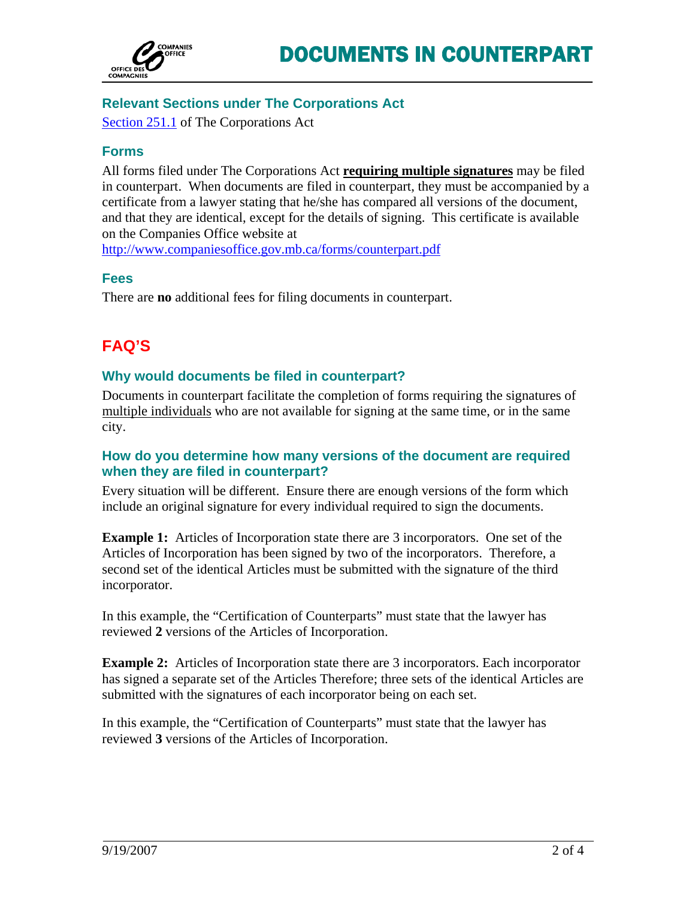# DOCUMENTS IN COUNTERPART

### Relevant Sections under The Corporations Act

Section 251.1 of The Corporations Act

### Forms

All forms filed under The Corporations Act **requiring multiple signatures** may be filed in counterpart. When documents are filed in counterpart, they must be accompanied by a certificate from a lawyer stating that he/she has compared all versions of the document, and that they are identical, except for the details of signing. This certificate is available on the Companies Office website at http://www.companiesoffice.gov.mb.ca/forms/counterpart.pdf

### Fees

There are **no** additional fees for filing documents in counterpart.

## FAQ'S

### Why would documents be filed in counterpart?

Documents in counterpart facilitate the completion of forms requiring the signatures of multiple individuals who are not available for signing at the same time, or in the same city.

### How do you determine how many versions of the document are required when they are filed in counterpart?

Every situation will be different. Ensure there are enough versions of the form which include an original signature for every individual required to sign the documents.

**Example 1:** Articles of Incorporation state there are 3 incorporators. One set of the Articles of Incorporation has been signed by two of the incorporators. Therefore, a second set of the identical Articles must be submitted with the signature of the third incorporator.

In this example, the "Certification of Counterparts" must state that the lawyer has reviewed **2** versions of the Articles of Incorporation.

**Example 2:** Articles of Incorporation state there are 3 incorporators. Each incorporator has signed a separate set of the Articles Therefore; three sets of the identical Articles are submitted with the signatures of each incorporator being on each set.

In this example, the "Certification of Counterparts" must state that the lawyer has reviewed **3** versions of the Articles of Incorporation.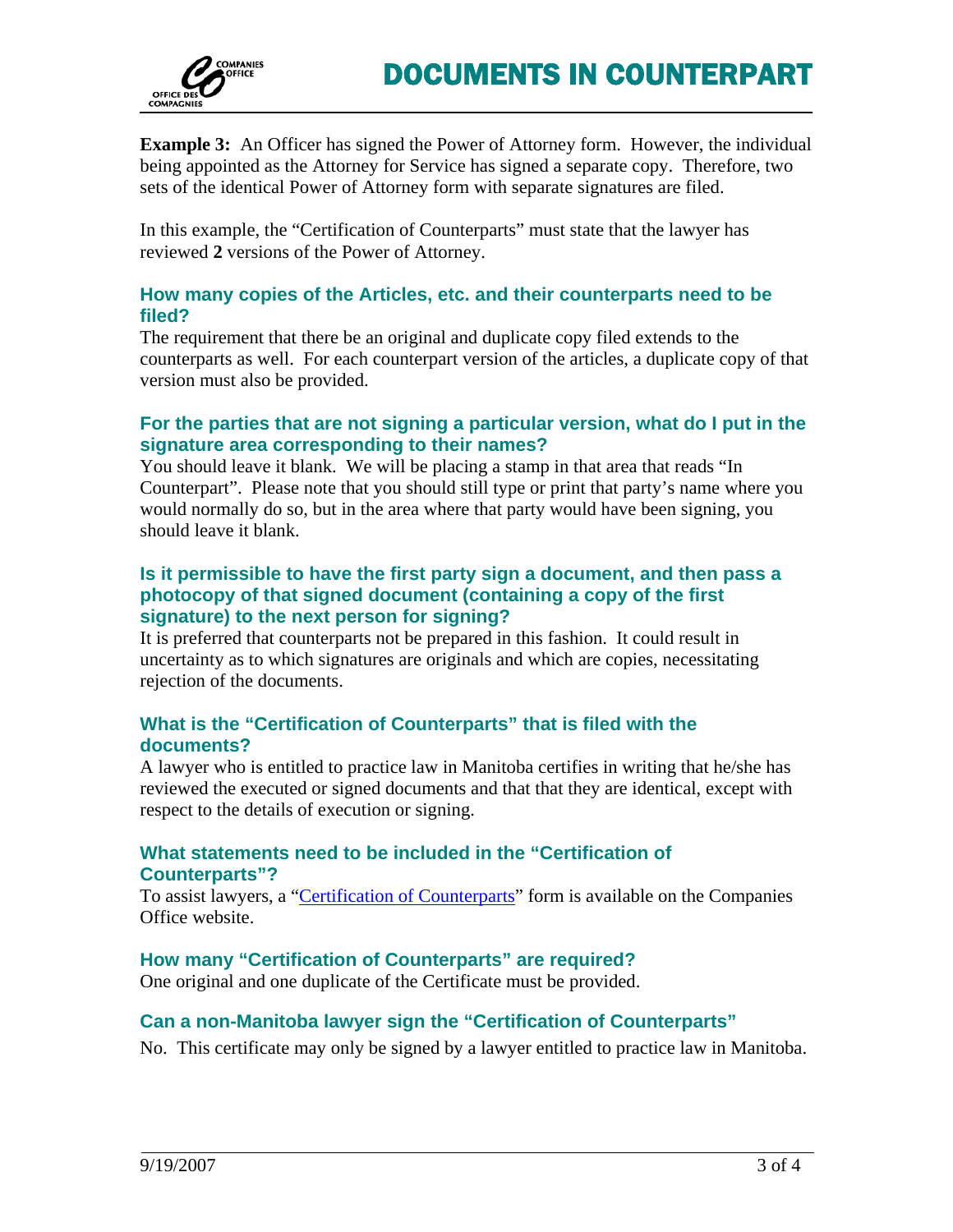**Example 3:** An Officer has signed the Power of Attorney form. However, the individual being appointed as the Attorney for Service has signed a separate copy. Therefore, two sets of the identical Power of Attorney form with separate signatures are filed.

In this example, the "Certification of Counterparts" must state that the lawyer has reviewed **2** versions of the Power of Attorney.

### How many copies of the Articles, etc. and their counterparts need to be filed?

The requirement that there be an original and duplicate copy filed extends to the counterparts as well. For each counterpart version of the articles, a duplicate copy of that version must also be provided.

### For the parties that are not signing a particular version, what do I put in the signature area corresponding to their names?

You should leave it blank. We will be placing a stamp in that area that reads "In Counterpart". Please note that you should still type or print that party's name where you would normally do so, but in the area where that party would have been signing, you should leave it blank.

### Is it permissible to have the first party sign a document, and then pass a photocopy of that signed document (containing a copy of the first signature) to the next person for signing?

It is preferred that counterparts not be prepared in this fashion. It could result in uncertainty as to which signatures are originals and which are copies, necessitating rejection of the documents.

### What is the "Certification of Counterparts" that is filed with the documents?

A lawyer who is entitled to practice law in Manitoba certifies in writing that he/she has reviewed the executed or signed documents and that that they are identical, except with respect to the details of execution or signing.

### What statements need to be included in the "Certification of Counterparts"?

To assist lawyers, a "Certification of Counterparts" form is available on the Companies Office website.

### How many "Certification of Counterparts" are required?

One original and one duplicate of the Certificate must be provided.

### Can a non-Manitoba lawyer sign the "Certification of Counterparts"

No. This certificate may only be signed by a lawyer entitled to practice law in Manitoba.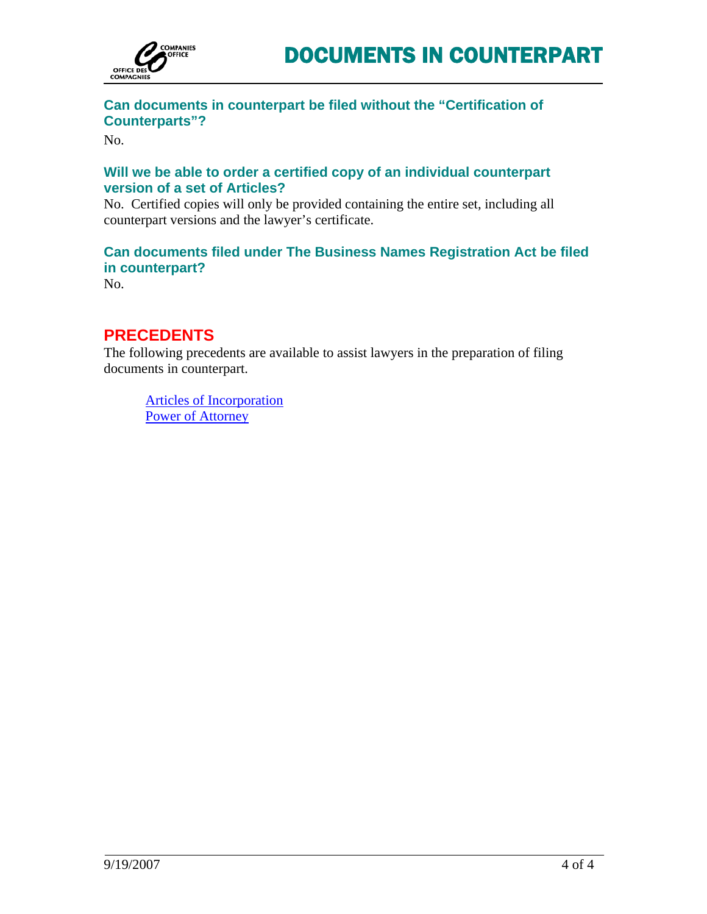### Can documents in counterpart be filed without the "Certification of Counterparts"?

No.

### Will we be able to order a certified copy of an individual counterpart version of a set of Articles?

No. Certified copies will only be provided containing the entire set, including all counterpart versions and the lawyer's certificate.

### Can documents filed under The Business Names Registration Act be filed in counterpart?

No.

## PRECEDENTS

The following precedents are available to assist lawyers in the preparation of filing documents in counterpart.

- Articles of Incorporation
- Power of Attorney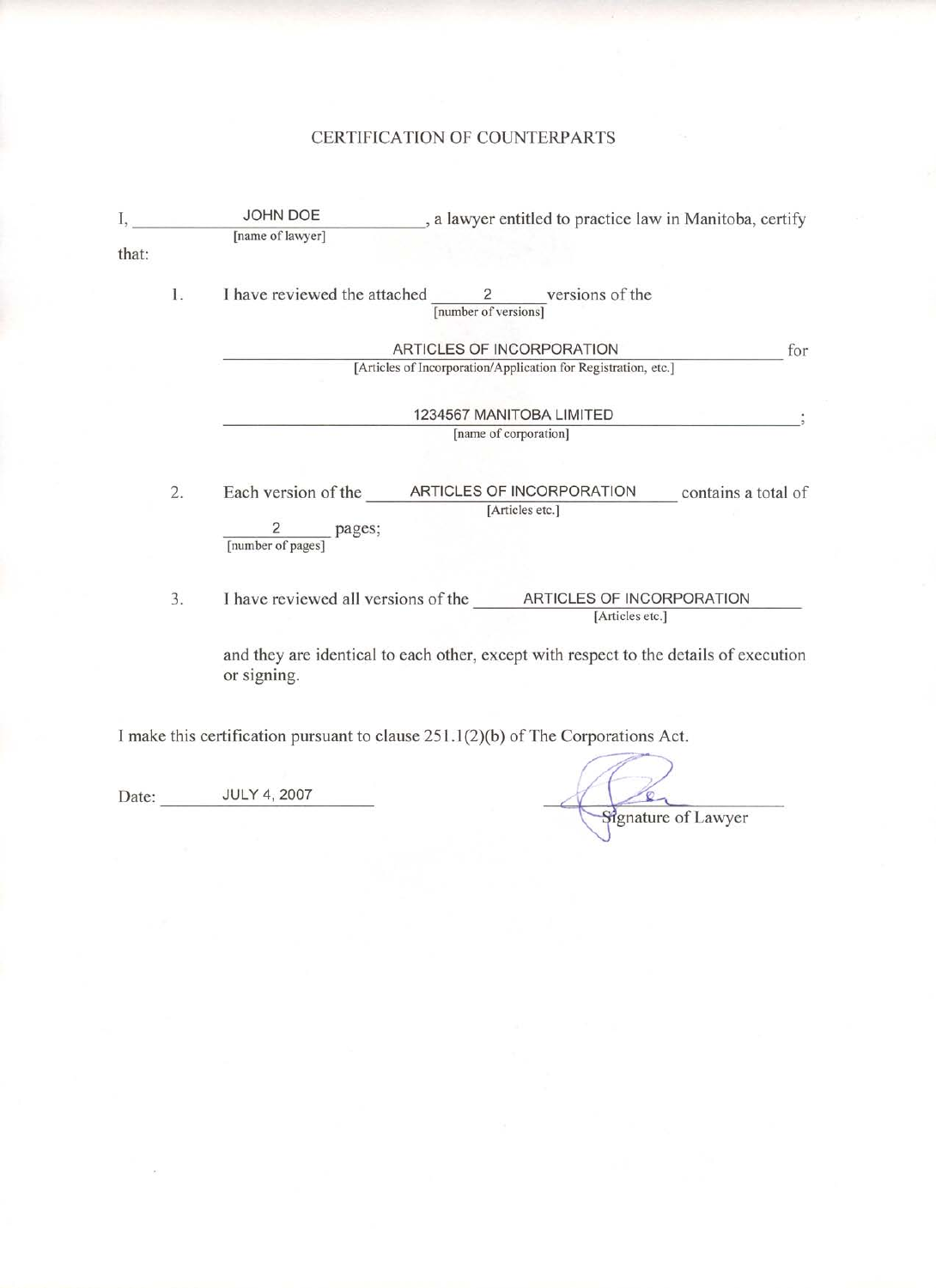# CERTIFICATION OF COUNTERPARTS

I, JOHN DOE [name of lawyer], a lawyer entitled to practice law in Manitoba, certify that:

1. I have reviewed the attached 2 [number of versions] versions of the ARTICLES OF INCORPORATION [Articles of Incorporation/Application for Registration, etc.] for 1234567 MANITOBA LIMITED [name of corporation];

2. Each version of the ARTICLES OF INCORPORATION [Articles etc.] contains a total of 2 [number of pages] pages;

3. I have reviewed all versions of the ARTICLES OF INCORPORATION [Articles etc.] and they are identical to each other, except with respect to the details of execution or signing.

I make this certification pursuant to clause 251.1(2)(b) of The Corporations Act.

Date: JULY 4, 2007

Signature of Lawyer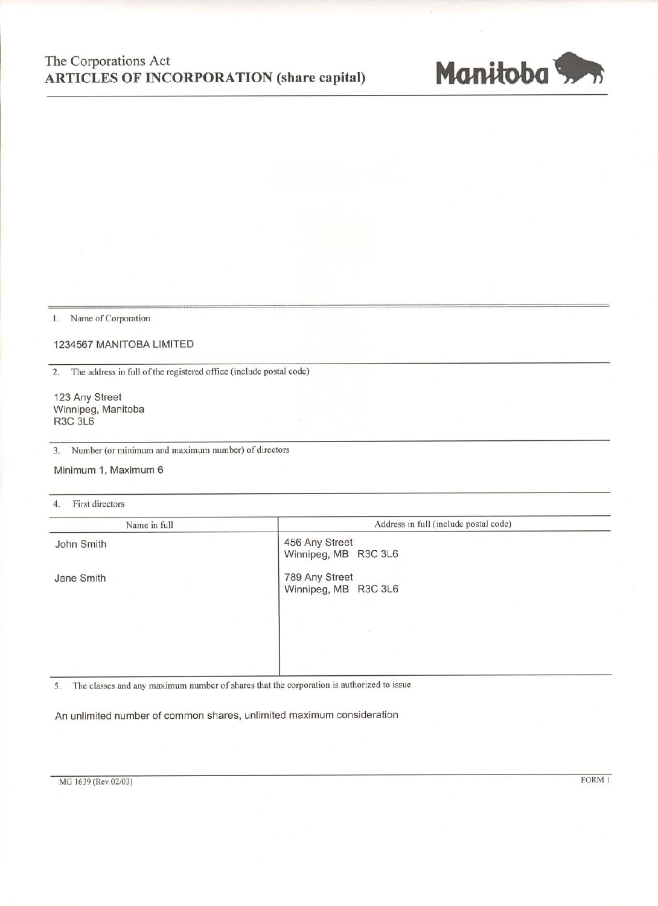The Corporations Act
**ARTICLES OF INCORPORATION (share capital)**

**Manitoba**

1. Name of Corporation

1234567 MANITOBA LIMITED

2. The address in full of the registered office (include postal code)

123 Any Street
Winnipeg, Manitoba
R3C 3L6

3. Number (or minimum and maximum number) of directors

Minimum 1, Maximum 6

4. First directors

| Name in full | Address in full (include postal code) |
|---|---|
| John Smith | 456 Any Street<br>Winnipeg, MB R3C 3L6 |
| Jane Smith | 789 Any Street<br>Winnipeg, MB R3C 3L6 |

5. The classes and any maximum number of shares that the corporation is authorized to issue

An unlimited number of common shares, unlimited maximum consideration

MG 1639 (Rev.02/03)

FORM 1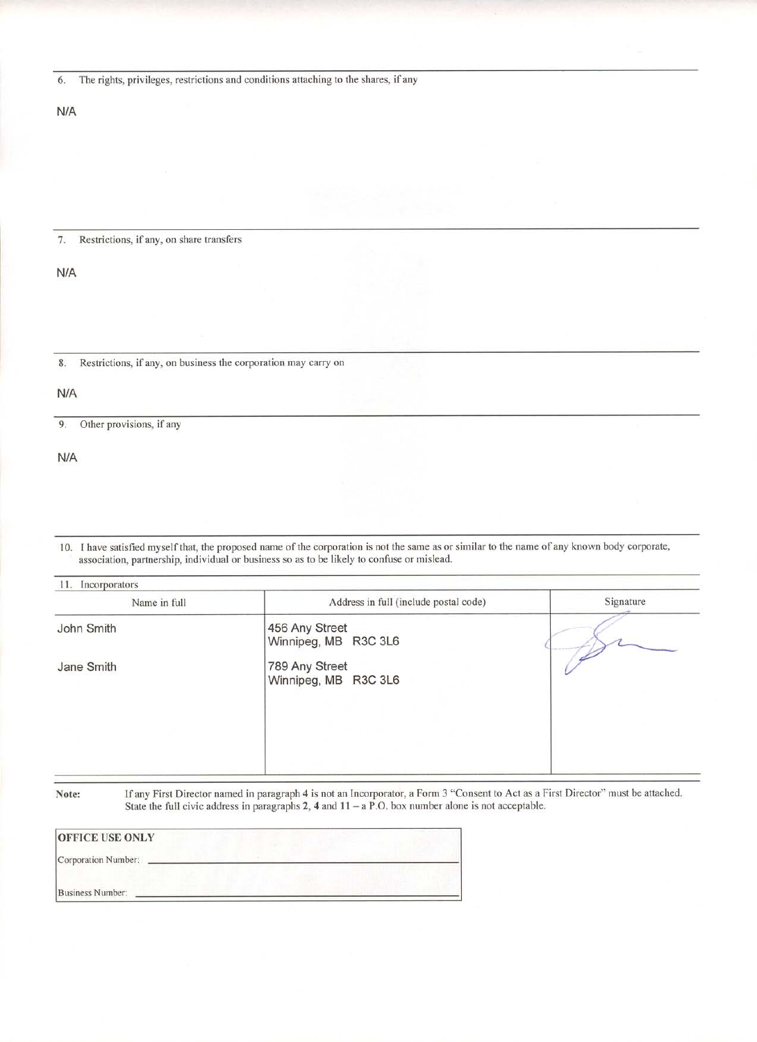6. The rights, privileges, restrictions and conditions attaching to the shares, if any

N/A

7. Restrictions, if any, on share transfers

N/A

8. Restrictions, if any, on business the corporation may carry on

N/A

9. Other provisions, if any

N/A

10. I have satisfied myself that, the proposed name of the corporation is not the same as or similar to the name of any known body corporate, association, partnership, individual or business so as to be likely to confuse or mislead.

11. Incorporators

| Name in full | Address in full (include postal code) | Signature |
|---|---|---|
| John Smith | 456 Any Street<br>Winnipeg, MB R3C 3L6 | |
| Jane Smith | 789 Any Street<br>Winnipeg, MB R3C 3L6 | |

**Note:** If any First Director named in paragraph 4 is not an Incorporator, a Form 3 "Consent to Act as a First Director" must be attached. State the full civic address in paragraphs 2, 4 and 11 – a P.O. box number alone is not acceptable.

| OFFICE USE ONLY |
|---|
| Corporation Number: |
| Business Number: |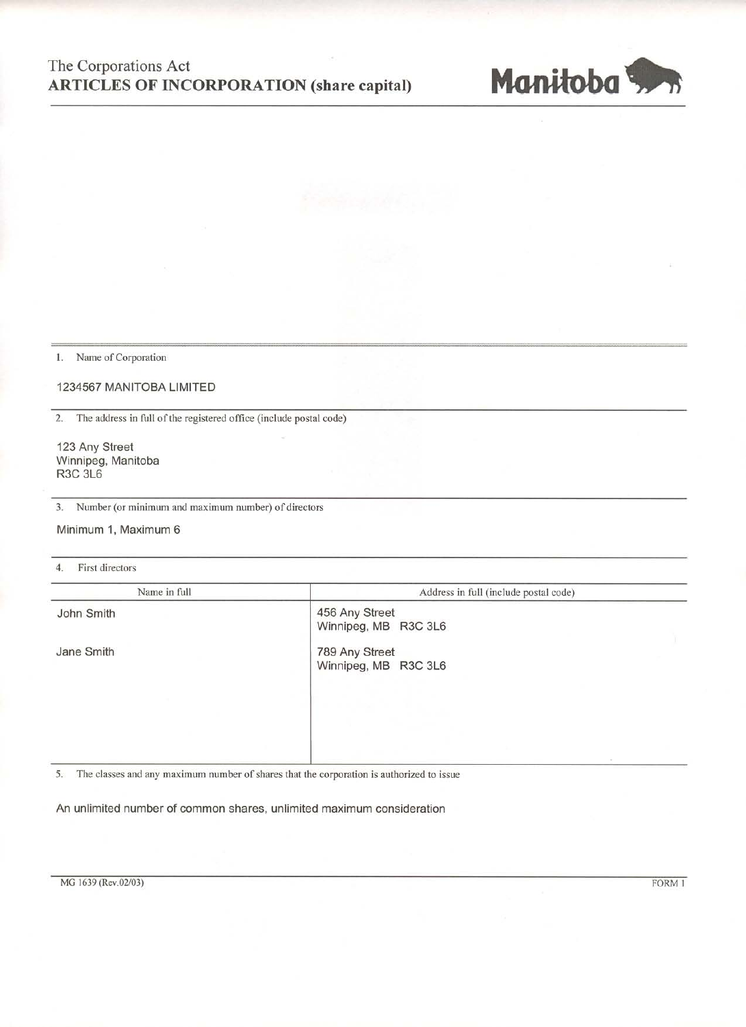# The Corporations Act
## ARTICLES OF INCORPORATION (share capital)

Manitoba

1. Name of Corporation

1234567 MANITOBA LIMITED

2. The address in full of the registered office (include postal code)

123 Any Street
Winnipeg, Manitoba
R3C 3L6

3. Number (or minimum and maximum number) of directors

Minimum 1, Maximum 6

4. First directors

| Name in full | Address in full (include postal code) |
|---|---|
| John Smith | 456 Any Street<br>Winnipeg, MB R3C 3L6 |
| Jane Smith | 789 Any Street<br>Winnipeg, MB R3C 3L6 |

5. The classes and any maximum number of shares that the corporation is authorized to issue

An unlimited number of common shares, unlimited maximum consideration

MG 1639 (Rev.02/03) FORM 1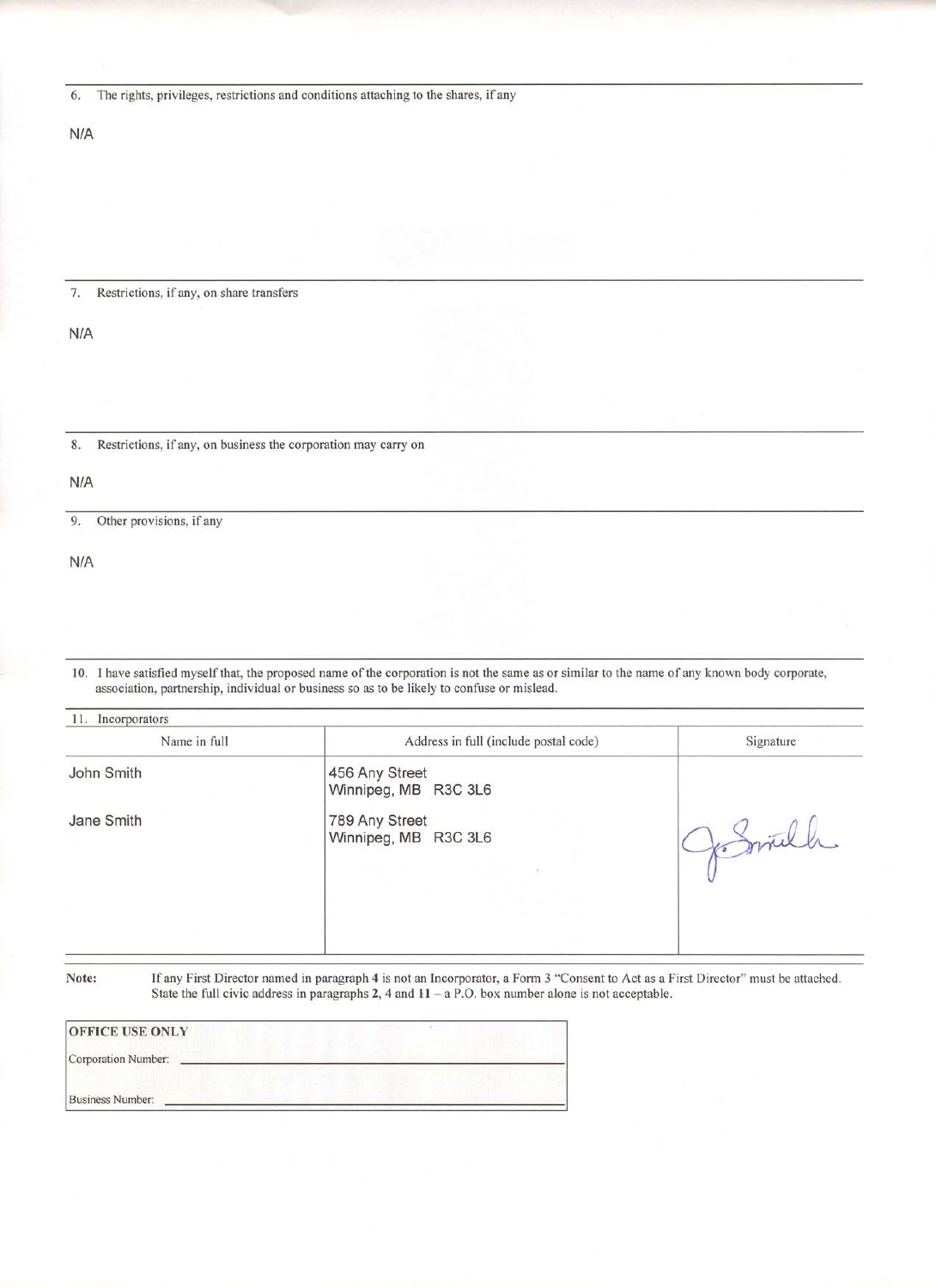6. The rights, privileges, restrictions and conditions attaching to the shares, if any

N/A

7. Restrictions, if any, on share transfers

N/A

8. Restrictions, if any, on business the corporation may carry on

N/A

9. Other provisions, if any

N/A

10. I have satisfied myself that, the proposed name of the corporation is not the same as or similar to the name of any known body corporate, association, partnership, individual or business so as to be likely to confuse or mislead.

11. Incorporators

| Name in full | Address in full (include postal code) | Signature |
|---|---|---|
| John Smith | 456 Any Street<br>Winnipeg, MB R3C 3L6 | |
| Jane Smith | 789 Any Street<br>Winnipeg, MB R3C 3L6 | J. Smith |

**Note:** If any First Director named in paragraph **4** is not an Incorporator, a Form 3 "Consent to Act as a First Director" must be attached. State the full civic address in paragraphs **2**, 4 and **11** – a P.O. box number alone is not acceptable.

| **OFFICE USE ONLY** |
|---|
| Corporation Number: ______________________ |
| Business Number: ______________________ |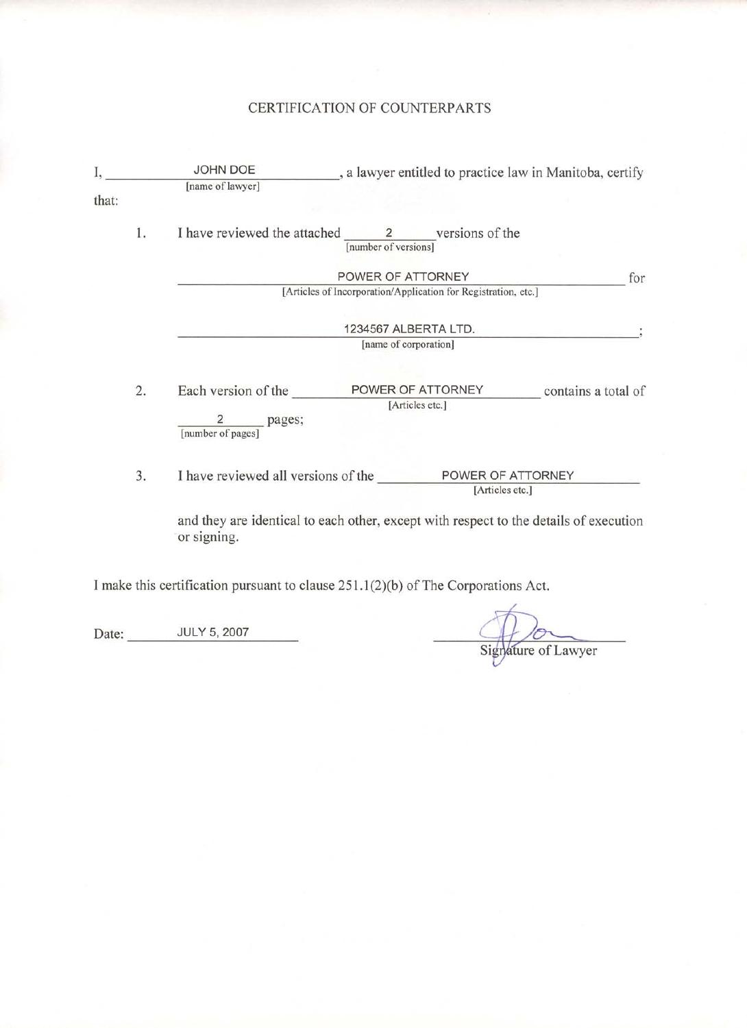# CERTIFICATION OF COUNTERPARTS

I, JOHN DOE [name of lawyer], a lawyer entitled to practice law in Manitoba, certify that:

1. I have reviewed the attached 2 [number of versions] versions of the POWER OF ATTORNEY [Articles of Incorporation/Application for Registration, etc.] for 1234567 ALBERTA LTD. [name of corporation];

2. Each version of the POWER OF ATTORNEY [Articles etc.] contains a total of 2 [number of pages] pages;

3. I have reviewed all versions of the POWER OF ATTORNEY [Articles etc.] and they are identical to each other, except with respect to the details of execution or signing.

I make this certification pursuant to clause 251.1(2)(b) of The Corporations Act.

Date: JULY 5, 2007

Signature of Lawyer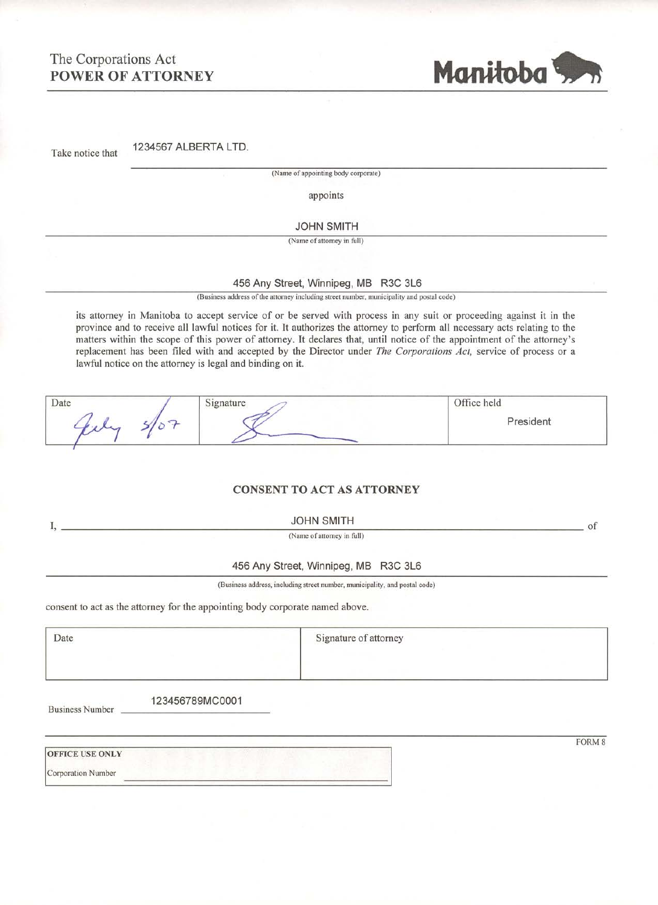The Corporations Act
**POWER OF ATTORNEY**

Manitoba

Take notice that 1234567 ALBERTA LTD.

(Name of appointing body corporate)

appoints

JOHN SMITH

(Name of attorney in full)

456 Any Street, Winnipeg, MB R3C 3L6

(Business address of the attorney including street number, municipality and postal code)

its attorney in Manitoba to accept service of or be served with process in any suit or proceeding against it in the province and to receive all lawful notices for it. It authorizes the attorney to perform all necessary acts relating to the matters within the scope of this power of attorney. It declares that, until notice of the appointment of the attorney's replacement has been filed with and accepted by the Director under *The Corporations Act*, service of process or a lawful notice on the attorney is legal and binding on it.

| Date | Signature | Office held |
|---|---|---|
| July 5/07 | [signature] | President |

## CONSENT TO ACT AS ATTORNEY

I, JOHN SMITH of

(Name of attorney in full)

456 Any Street, Winnipeg, MB R3C 3L6

(Business address, including street number, municipality, and postal code)

consent to act as the attorney for the appointing body corporate named above.

| Date | Signature of attorney |
|---|---|
| | |

Business Number 123456789MC0001

FORM 8

| OFFICE USE ONLY | |
|---|---|
| Corporation Number | |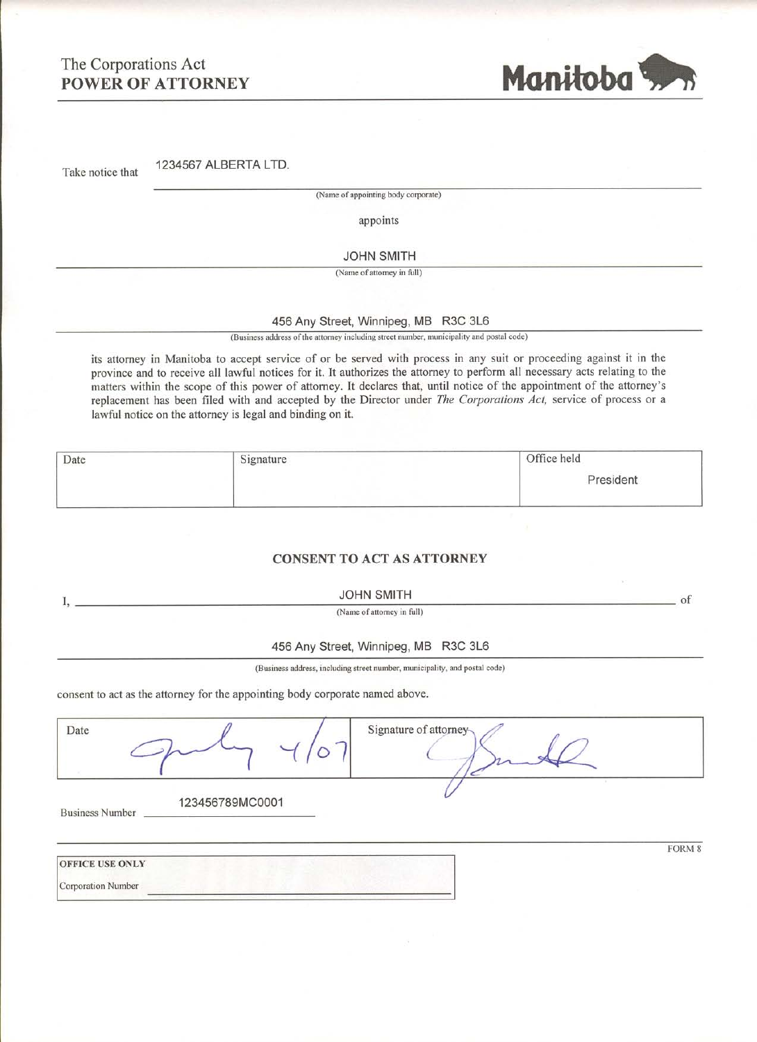The Corporations Act
**POWER OF ATTORNEY**

Manitoba

Take notice that 1234567 ALBERTA LTD.

(Name of appointing body corporate)

appoints

JOHN SMITH

(Name of attorney in full)

456 Any Street, Winnipeg, MB R3C 3L6

(Business address of the attorney including street number, municipality and postal code)

its attorney in Manitoba to accept service of or be served with process in any suit or proceeding against it in the province and to receive all lawful notices for it. It authorizes the attorney to perform all necessary acts relating to the matters within the scope of this power of attorney. It declares that, until notice of the appointment of the attorney's replacement has been filed with and accepted by the Director under *The Corporations Act*, service of process or a lawful notice on the attorney is legal and binding on it.

| Date | Signature | Office held |
|---|---|---|
| | | President |

### CONSENT TO ACT AS ATTORNEY

I, JOHN SMITH of

(Name of attorney in full)

456 Any Street, Winnipeg, MB R3C 3L6

(Business address, including street number, municipality, and postal code)

consent to act as the attorney for the appointing body corporate named above.

| Date | Signature of attorney |
|---|---|
| July 4/07 | [signature] |

Business Number 123456789MC0001

FORM 8

| OFFICE USE ONLY |
|---|
| Corporation Number |